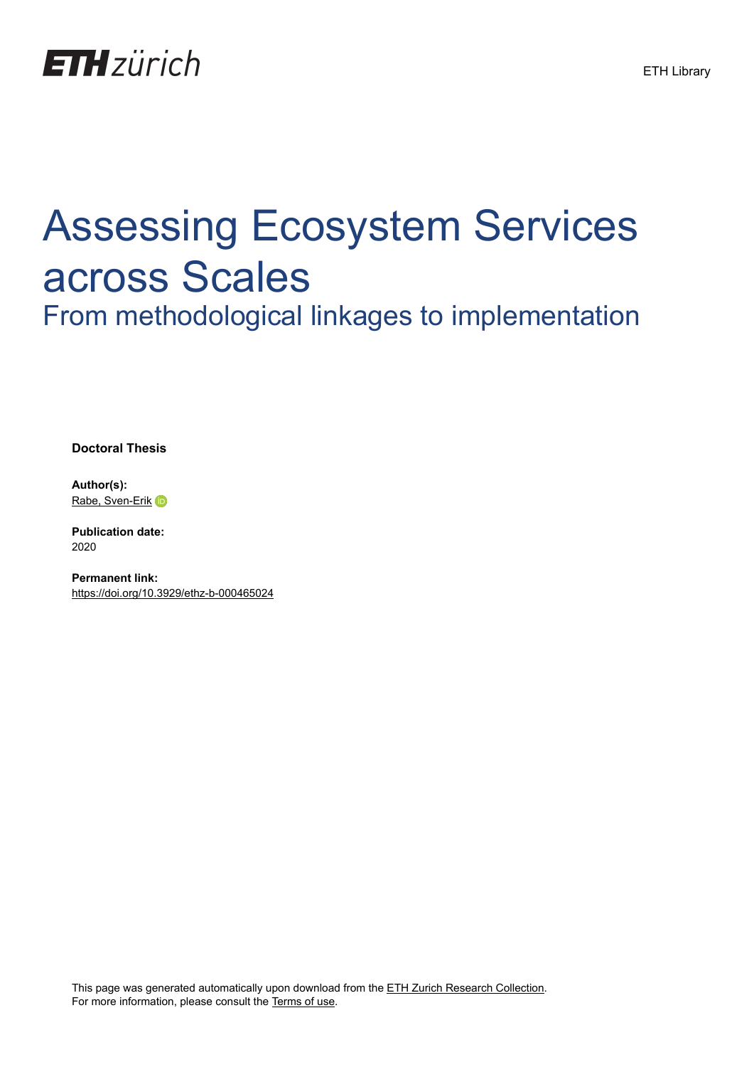# Assessing Ecosystem Services across Scales

## From methodological linkages to implementation

**Doctoral Thesis**

**Author(s):**
Rabe, Sven-Erik

**Publication date:**
2020

**Permanent link:**
https://doi.org/10.3929/ethz-b-000465024

This page was generated automatically upon download from the ETH Zurich Research Collection.
For more information, please consult the Terms of use.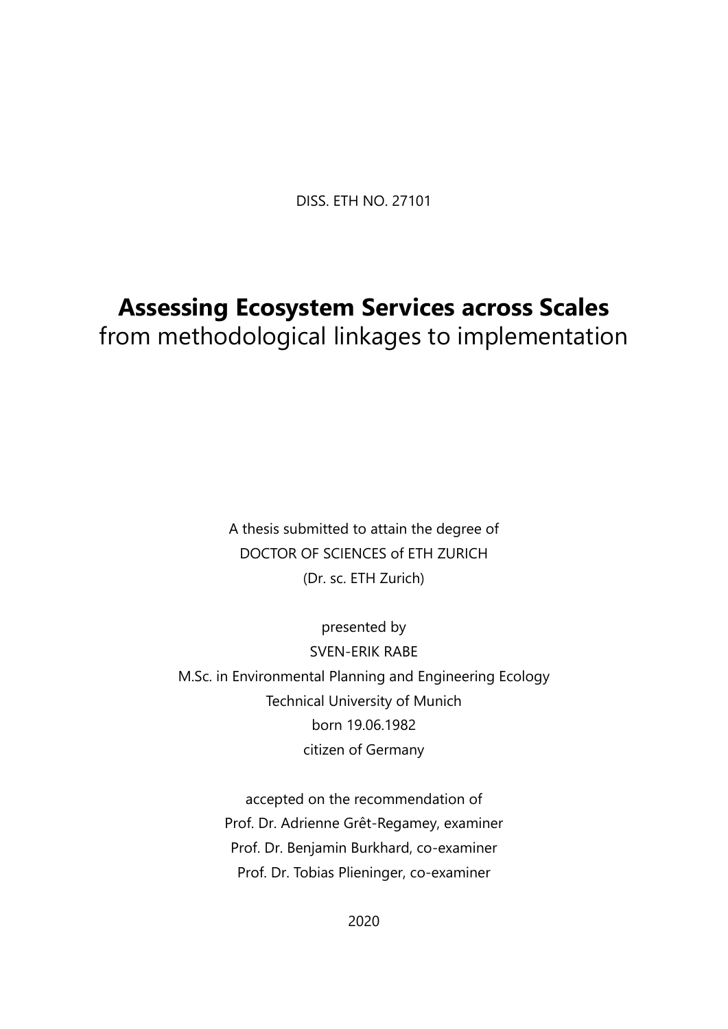DISS. ETH NO. 27101

# Assessing Ecosystem Services across Scales

from methodological linkages to implementation

A thesis submitted to attain the degree of

DOCTOR OF SCIENCES of ETH ZURICH

(Dr. sc. ETH Zurich)

presented by

SVEN-ERIK RABE

M.Sc. in Environmental Planning and Engineering Ecology

Technical University of Munich

born 19.06.1982

citizen of Germany

accepted on the recommendation of

Prof. Dr. Adrienne Grêt-Regamey, examiner

Prof. Dr. Benjamin Burkhard, co-examiner

Prof. Dr. Tobias Plieninger, co-examiner

2020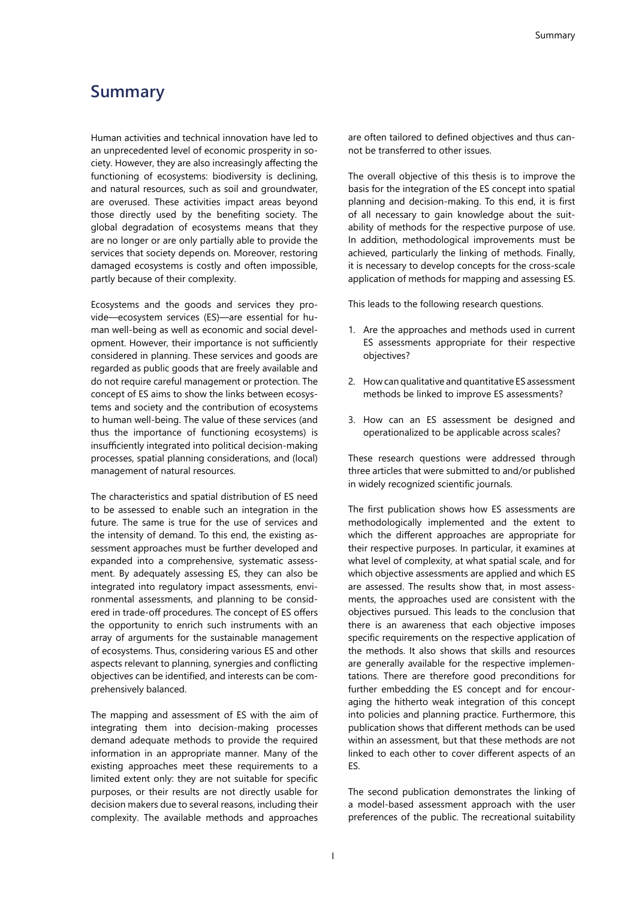## Summary

Human activities and technical innovation have led to an unprecedented level of economic prosperity in society. However, they are also increasingly affecting the functioning of ecosystems: biodiversity is declining, and natural resources, such as soil and groundwater, are overused. These activities impact areas beyond those directly used by the benefiting society. The global degradation of ecosystems means that they are no longer or are only partially able to provide the services that society depends on. Moreover, restoring damaged ecosystems is costly and often impossible, partly because of their complexity.

Ecosystems and the goods and services they provide—ecosystem services (ES)—are essential for human well-being as well as economic and social development. However, their importance is not sufficiently considered in planning. These services and goods are regarded as public goods that are freely available and do not require careful management or protection. The concept of ES aims to show the links between ecosystems and society and the contribution of ecosystems to human well-being. The value of these services (and thus the importance of functioning ecosystems) is insufficiently integrated into political decision-making processes, spatial planning considerations, and (local) management of natural resources.

The characteristics and spatial distribution of ES need to be assessed to enable such an integration in the future. The same is true for the use of services and the intensity of demand. To this end, the existing assessment approaches must be further developed and expanded into a comprehensive, systematic assessment. By adequately assessing ES, they can also be integrated into regulatory impact assessments, environmental assessments, and planning to be considered in trade-off procedures. The concept of ES offers the opportunity to enrich such instruments with an array of arguments for the sustainable management of ecosystems. Thus, considering various ES and other aspects relevant to planning, synergies and conflicting objectives can be identified, and interests can be comprehensively balanced.

The mapping and assessment of ES with the aim of integrating them into decision-making processes demand adequate methods to provide the required information in an appropriate manner. Many of the existing approaches meet these requirements to a limited extent only: they are not suitable for specific purposes, or their results are not directly usable for decision makers due to several reasons, including their complexity. The available methods and approaches are often tailored to defined objectives and thus cannot be transferred to other issues.

The overall objective of this thesis is to improve the basis for the integration of the ES concept into spatial planning and decision-making. To this end, it is first of all necessary to gain knowledge about the suitability of methods for the respective purpose of use. In addition, methodological improvements must be achieved, particularly the linking of methods. Finally, it is necessary to develop concepts for the cross-scale application of methods for mapping and assessing ES.

This leads to the following research questions.

1. Are the approaches and methods used in current ES assessments appropriate for their respective objectives?

2. How can qualitative and quantitative ES assessment methods be linked to improve ES assessments?

3. How can an ES assessment be designed and operationalized to be applicable across scales?

These research questions were addressed through three articles that were submitted to and/or published in widely recognized scientific journals.

The first publication shows how ES assessments are methodologically implemented and the extent to which the different approaches are appropriate for their respective purposes. In particular, it examines at what level of complexity, at what spatial scale, and for which objective assessments are applied and which ES are assessed. The results show that, in most assessments, the approaches used are consistent with the objectives pursued. This leads to the conclusion that there is an awareness that each objective imposes specific requirements on the respective application of the methods. It also shows that skills and resources are generally available for the respective implementations. There are therefore good preconditions for further embedding the ES concept and for encouraging the hitherto weak integration of this concept into policies and planning practice. Furthermore, this publication shows that different methods can be used within an assessment, but that these methods are not linked to each other to cover different aspects of an ES.

The second publication demonstrates the linking of a model-based assessment approach with the user preferences of the public. The recreational suitability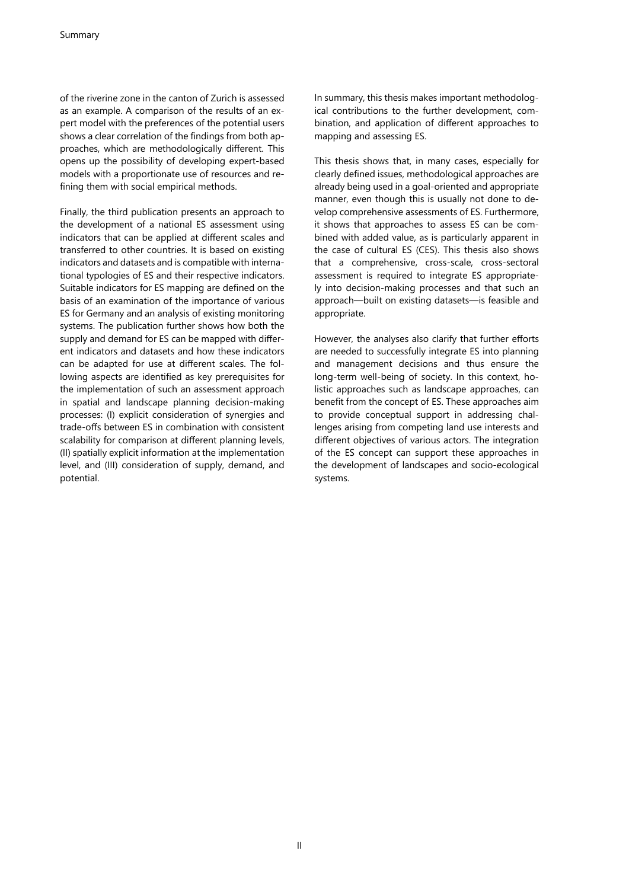of the riverine zone in the canton of Zurich is assessed as an example. A comparison of the results of an expert model with the preferences of the potential users shows a clear correlation of the findings from both approaches, which are methodologically different. This opens up the possibility of developing expert-based models with a proportionate use of resources and refining them with social empirical methods.

Finally, the third publication presents an approach to the development of a national ES assessment using indicators that can be applied at different scales and transferred to other countries. It is based on existing indicators and datasets and is compatible with international typologies of ES and their respective indicators. Suitable indicators for ES mapping are defined on the basis of an examination of the importance of various ES for Germany and an analysis of existing monitoring systems. The publication further shows how both the supply and demand for ES can be mapped with different indicators and datasets and how these indicators can be adapted for use at different scales. The following aspects are identified as key prerequisites for the implementation of such an assessment approach in spatial and landscape planning decision-making processes: (I) explicit consideration of synergies and trade-offs between ES in combination with consistent scalability for comparison at different planning levels, (II) spatially explicit information at the implementation level, and (III) consideration of supply, demand, and potential.

In summary, this thesis makes important methodological contributions to the further development, combination, and application of different approaches to mapping and assessing ES.

This thesis shows that, in many cases, especially for clearly defined issues, methodological approaches are already being used in a goal-oriented and appropriate manner, even though this is usually not done to develop comprehensive assessments of ES. Furthermore, it shows that approaches to assess ES can be combined with added value, as is particularly apparent in the case of cultural ES (CES). This thesis also shows that a comprehensive, cross-scale, cross-sectoral assessment is required to integrate ES appropriately into decision-making processes and that such an approach—built on existing datasets—is feasible and appropriate.

However, the analyses also clarify that further efforts are needed to successfully integrate ES into planning and management decisions and thus ensure the long-term well-being of society. In this context, holistic approaches such as landscape approaches, can benefit from the concept of ES. These approaches aim to provide conceptual support in addressing challenges arising from competing land use interests and different objectives of various actors. The integration of the ES concept can support these approaches in the development of landscapes and socio-ecological systems.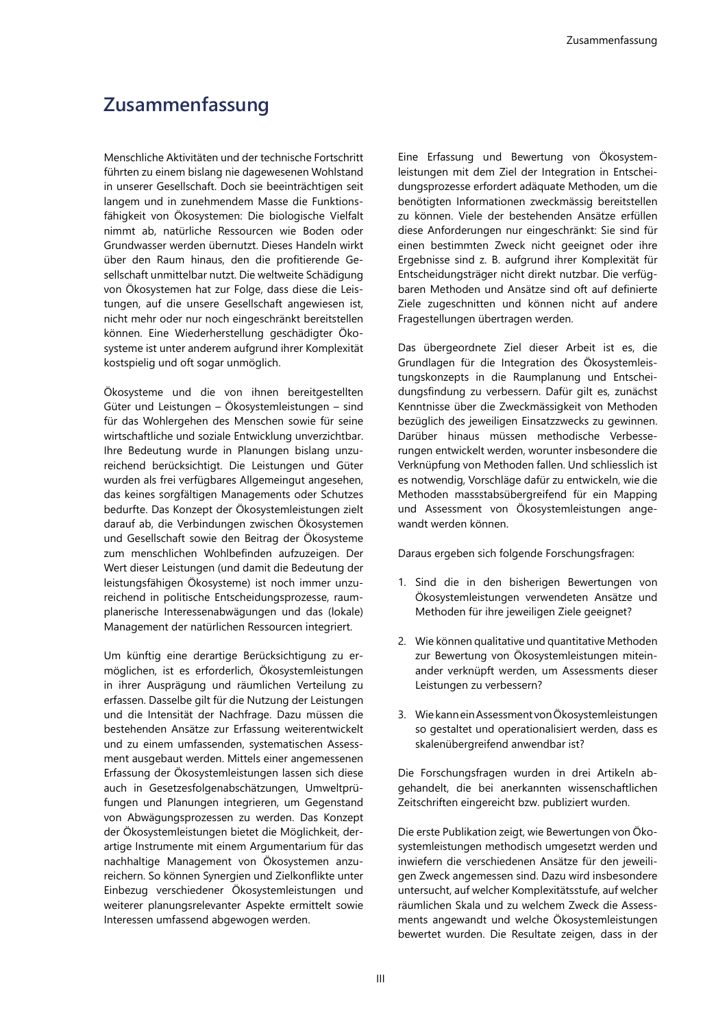# Zusammenfassung

Menschliche Aktivitäten und der technische Fortschritt führten zu einem bislang nie dagewesenen Wohlstand in unserer Gesellschaft. Doch sie beeinträchtigen seit langem und in zunehmendem Masse die Funktionsfähigkeit von Ökosystemen: Die biologische Vielfalt nimmt ab, natürliche Ressourcen wie Boden oder Grundwasser werden übernutzt. Dieses Handeln wirkt über den Raum hinaus, den die profitierende Gesellschaft unmittelbar nutzt. Die weltweite Schädigung von Ökosystemen hat zur Folge, dass diese die Leistungen, auf die unsere Gesellschaft angewiesen ist, nicht mehr oder nur noch eingeschränkt bereitstellen können. Eine Wiederherstellung geschädigter Ökosysteme ist unter anderem aufgrund ihrer Komplexität kostspielig und oft sogar unmöglich.

Ökosysteme und die von ihnen bereitgestellten Güter und Leistungen – Ökosystemleistungen – sind für das Wohlergehen des Menschen sowie für seine wirtschaftliche und soziale Entwicklung unverzichtbar. Ihre Bedeutung wurde in Planungen bislang unzureichend berücksichtigt. Die Leistungen und Güter wurden als frei verfügbares Allgemeingut angesehen, das keines sorgfältigen Managements oder Schutzes bedurfte. Das Konzept der Ökosystemleistungen zielt darauf ab, die Verbindungen zwischen Ökosystemen und Gesellschaft sowie den Beitrag der Ökosysteme zum menschlichen Wohlbefinden aufzuzeigen. Der Wert dieser Leistungen (und damit die Bedeutung der leistungsfähigen Ökosysteme) ist noch immer unzureichend in politische Entscheidungsprozesse, raumplanerische Interessenabwägungen und das (lokale) Management der natürlichen Ressourcen integriert.

Um künftig eine derartige Berücksichtigung zu ermöglichen, ist es erforderlich, Ökosystemleistungen in ihrer Ausprägung und räumlichen Verteilung zu erfassen. Dasselbe gilt für die Nutzung der Leistungen und die Intensität der Nachfrage. Dazu müssen die bestehenden Ansätze zur Erfassung weiterentwickelt und zu einem umfassenden, systematischen Assessment ausgebaut werden. Mittels einer angemessenen Erfassung der Ökosystemleistungen lassen sich diese auch in Gesetzesfolgenabschätzungen, Umweltprüfungen und Planungen integrieren, um Gegenstand von Abwägungsprozessen zu werden. Das Konzept der Ökosystemleistungen bietet die Möglichkeit, derartige Instrumente mit einem Argumentarium für das nachhaltige Management von Ökosystemen anzureichern. So können Synergien und Zielkonflikte unter Einbezug verschiedener Ökosystemleistungen und weiterer planungsrelevanter Aspekte ermittelt sowie Interessen umfassend abgewogen werden.

Eine Erfassung und Bewertung von Ökosystemleistungen mit dem Ziel der Integration in Entscheidungsprozesse erfordert adäquate Methoden, um die benötigten Informationen zweckmässig bereitstellen zu können. Viele der bestehenden Ansätze erfüllen diese Anforderungen nur eingeschränkt: Sie sind für einen bestimmten Zweck nicht geeignet oder ihre Ergebnisse sind z. B. aufgrund ihrer Komplexität für Entscheidungsträger nicht direkt nutzbar. Die verfügbaren Methoden und Ansätze sind oft auf definierte Ziele zugeschnitten und können nicht auf andere Fragestellungen übertragen werden.

Das übergeordnete Ziel dieser Arbeit ist es, die Grundlagen für die Integration des Ökosystemleistungskonzepts in die Raumplanung und Entscheidungsfindung zu verbessern. Dafür gilt es, zunächst Kenntnisse über die Zweckmässigkeit von Methoden bezüglich des jeweiligen Einsatzzwecks zu gewinnen. Darüber hinaus müssen methodische Verbesserungen entwickelt werden, worunter insbesondere die Verknüpfung von Methoden fallen. Und schliesslich ist es notwendig, Vorschläge dafür zu entwickeln, wie die Methoden massstabsübergreifend für ein Mapping und Assessment von Ökosystemleistungen angewandt werden können.

Daraus ergeben sich folgende Forschungsfragen:

1. Sind die in den bisherigen Bewertungen von Ökosystemleistungen verwendeten Ansätze und Methoden für ihre jeweiligen Ziele geeignet?

2. Wie können qualitative und quantitative Methoden zur Bewertung von Ökosystemleistungen miteinander verknüpft werden, um Assessments dieser Leistungen zu verbessern?

3. Wie kann ein Assessment von Ökosystemleistungen so gestaltet und operationalisiert werden, dass es skalenübergreifend anwendbar ist?

Die Forschungsfragen wurden in drei Artikeln abgehandelt, die bei anerkannten wissenschaftlichen Zeitschriften eingereicht bzw. publiziert wurden.

Die erste Publikation zeigt, wie Bewertungen von Ökosystemleistungen methodisch umgesetzt werden und inwiefern die verschiedenen Ansätze für den jeweiligen Zweck angemessen sind. Dazu wird insbesondere untersucht, auf welcher Komplexitätsstufe, auf welcher räumlichen Skala und zu welchem Zweck die Assessments angewandt und welche Ökosystemleistungen bewertet wurden. Die Resultate zeigen, dass in der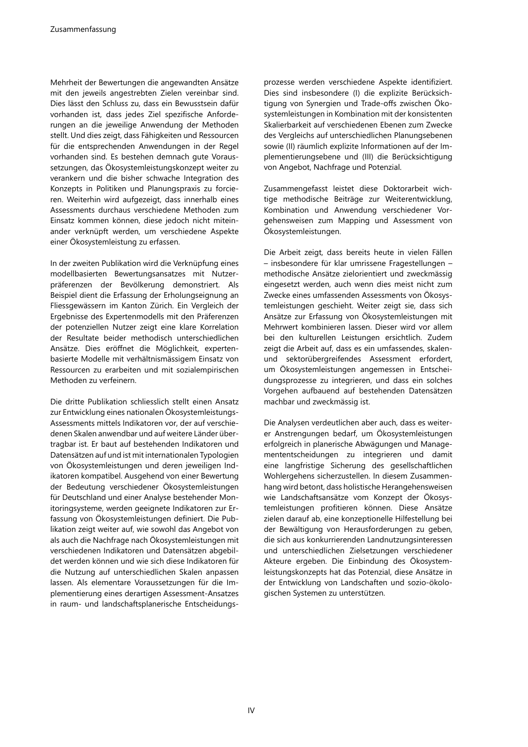Mehrheit der Bewertungen die angewandten Ansätze mit den jeweils angestrebten Zielen vereinbar sind. Dies lässt den Schluss zu, dass ein Bewusstsein dafür vorhanden ist, dass jedes Ziel spezifische Anforderungen an die jeweilige Anwendung der Methoden stellt. Und dies zeigt, dass Fähigkeiten und Ressourcen für die entsprechenden Anwendungen in der Regel vorhanden sind. Es bestehen demnach gute Voraussetzungen, das Ökosystemleistungskonzept weiter zu verankern und die bisher schwache Integration des Konzepts in Politiken und Planungspraxis zu forcieren. Weiterhin wird aufgezeigt, dass innerhalb eines Assessments durchaus verschiedene Methoden zum Einsatz kommen können, diese jedoch nicht miteinander verknüpft werden, um verschiedene Aspekte einer Ökosystemleistung zu erfassen.

In der zweiten Publikation wird die Verknüpfung eines modellbasierten Bewertungsansatzes mit Nutzerpräferenzen der Bevölkerung demonstriert. Als Beispiel dient die Erfassung der Erholungseignung an Fliessgewässern im Kanton Zürich. Ein Vergleich der Ergebnisse des Expertenmodells mit den Präferenzen der potenziellen Nutzer zeigt eine klare Korrelation der Resultate beider methodisch unterschiedlichen Ansätze. Dies eröffnet die Möglichkeit, expertenbasierte Modelle mit verhältnismässigem Einsatz von Ressourcen zu erarbeiten und mit sozialempirischen Methoden zu verfeinern.

Die dritte Publikation schliesslich stellt einen Ansatz zur Entwicklung eines nationalen Ökosystemleistungs-Assessments mittels Indikatoren vor, der auf verschiedenen Skalen anwendbar und auf weitere Länder übertragbar ist. Er baut auf bestehenden Indikatoren und Datensätzen auf und ist mit internationalen Typologien von Ökosystemleistungen und deren jeweiligen Indikatoren kompatibel. Ausgehend von einer Bewertung der Bedeutung verschiedener Ökosystemleistungen für Deutschland und einer Analyse bestehender Monitoringsysteme, werden geeignete Indikatoren zur Erfassung von Ökosystemleistungen definiert. Die Publikation zeigt weiter auf, wie sowohl das Angebot von als auch die Nachfrage nach Ökosystemleistungen mit verschiedenen Indikatoren und Datensätzen abgebildet werden können und wie sich diese Indikatoren für die Nutzung auf unterschiedlichen Skalen anpassen lassen. Als elementare Voraussetzungen für die Implementierung eines derartigen Assessment-Ansatzes in raum- und landschaftsplanerische Entscheidungsprozesse werden verschiedene Aspekte identifiziert. Dies sind insbesondere (I) die explizite Berücksichtigung von Synergien und Trade-offs zwischen Ökosystemleistungen in Kombination mit der konsistenten Skalierbarkeit auf verschiedenen Ebenen zum Zwecke des Vergleichs auf unterschiedlichen Planungsebenen sowie (II) räumlich explizite Informationen auf der Implementierungsebene und (III) die Berücksichtigung von Angebot, Nachfrage und Potenzial.

Zusammengefasst leistet diese Doktorarbeit wichtige methodische Beiträge zur Weiterentwicklung, Kombination und Anwendung verschiedener Vorgehensweisen zum Mapping und Assessment von Ökosystemleistungen.

Die Arbeit zeigt, dass bereits heute in vielen Fällen – insbesondere für klar umrissene Fragestellungen – methodische Ansätze zielorientiert und zweckmässig eingesetzt werden, auch wenn dies meist nicht zum Zwecke eines umfassenden Assessments von Ökosystemleistungen geschieht. Weiter zeigt sie, dass sich Ansätze zur Erfassung von Ökosystemleistungen mit Mehrwert kombinieren lassen. Dieser wird vor allem bei den kulturellen Leistungen ersichtlich. Zudem zeigt die Arbeit auf, dass es ein umfassendes, skalen- und sektorübergreifendes Assessment erfordert, um Ökosystemleistungen angemessen in Entscheidungsprozesse zu integrieren, und dass ein solches Vorgehen aufbauend auf bestehenden Datensätzen machbar und zweckmässig ist.

Die Analysen verdeutlichen aber auch, dass es weiterer Anstrengungen bedarf, um Ökosystemleistungen erfolgreich in planerische Abwägungen und Managemententscheidungen zu integrieren und damit eine langfristige Sicherung des gesellschaftlichen Wohlergehens sicherzustellen. In diesem Zusammenhang wird betont, dass holistische Herangehensweisen wie Landschaftsansätze vom Konzept der Ökosystemleistungen profitieren können. Diese Ansätze zielen darauf ab, eine konzeptionelle Hilfestellung bei der Bewältigung von Herausforderungen zu geben, die sich aus konkurrierenden Landnutzungsinteressen und unterschiedlichen Zielsetzungen verschiedener Akteure ergeben. Die Einbindung des Ökosystemleistungskonzepts hat das Potenzial, diese Ansätze in der Entwicklung von Landschaften und sozio-ökologischen Systemen zu unterstützen.